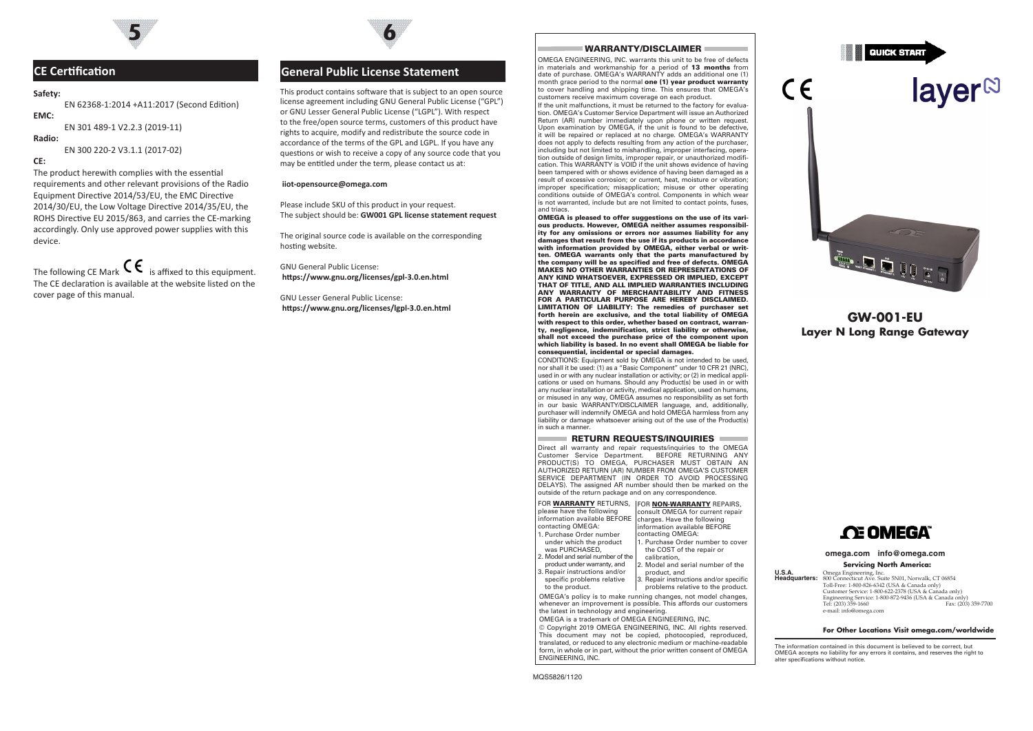## CE Certification

**Safety:**

EN 62368-1:2014 +A11:2017 (Second Edition)

**EMC:**

EN 301 489-1 V2.2.3 (2019-11)

**Radio:**

EN 300 220-2 V3.1.1 (2017-02)

**CE:**

The product herewith complies with the essential requirements and other relevant provisions of the Radio Equipment Directive 2014/53/EU, the EMC Directive 2014/30/EU, the Low Voltage Directive 2014/35/EU, the ROHS Directive EU 2015/863, and carries the CE-marking accordingly. Only use approved power supplies with this device.

The following CE Mark CE is affixed to this equipment. The CE declaration is available at the website listed on the cover page of this manual.

## General Public License Statement

This product contains software that is subject to an open source license agreement including GNU General Public License ("GPL") or GNU Lesser General Public License ("LGPL"). With respect to the free/open source terms, customers of this product have rights to acquire, modify and redistribute the source code in accordance of the terms of the GPL and LGPL. If you have any questions or wish to receive a copy of any source code that you may be entitled under the term, please contact us at:

**iiot-opensource@omega.com**

Please include SKU of this product in your request.
The subject should be: **GW001 GPL license statement request**

The original source code is available on the corresponding hosting website.

GNU General Public License:
**https://www.gnu.org/licenses/gpl-3.0.en.html**

GNU Lesser General Public License:
**https://www.gnu.org/licenses/lgpl-3.0.en.html**

## WARRANTY/DISCLAIMER

OMEGA ENGINEERING, INC. warrants this unit to be free of defects in materials and workmanship for a period of **13 months** from date of purchase. OMEGA's WARRANTY adds an additional one (1) month grace period to the normal **one (1) year product warranty** to cover handling and shipping time. This ensures that OMEGA's customers receive maximum coverage on each product.

If the unit malfunctions, it must be returned to the factory for evaluation. OMEGA's Customer Service Department will issue an Authorized Return (AR) number immediately upon phone or written request. Upon examination by OMEGA, if the unit is found to be defective, it will be repaired or replaced at no charge. OMEGA's WARRANTY does not apply to defects resulting from any action of the purchaser, including but not limited to mishandling, improper interfacing, operation outside of design limits, improper repair, or unauthorized modification. This WARRANTY is VOID if the unit shows evidence of having been tampered with or shows evidence of having been damaged as a result of excessive corrosion; or current, heat, moisture or vibration; improper specification; misapplication; misuse or other operating conditions outside of OMEGA's control. Components in which wear is not warranted, include but are not limited to contact points, fuses, and triacs.

**OMEGA is pleased to offer suggestions on the use of its various products. However, OMEGA neither assumes responsibility for any omissions or errors nor assumes liability for any damages that result from the use if its products in accordance with information provided by OMEGA, either verbal or written. OMEGA warrants only that the parts manufactured by the company will be as specified and free of defects. OMEGA MAKES NO OTHER WARRANTIES OR REPRESENTATIONS OF ANY KIND WHATSOEVER, EXPRESSED OR IMPLIED, EXCEPT THAT OF TITLE, AND ALL IMPLIED WARRANTIES INCLUDING ANY WARRANTY OF MERCHANTABILITY AND FITNESS FOR A PARTICULAR PURPOSE ARE HEREBY DISCLAIMED. LIMITATION OF LIABILITY: The remedies of purchaser set forth herein are exclusive, and the total liability of OMEGA with respect to this order, whether based on contract, warranty, negligence, indemnification, strict liability or otherwise, shall not exceed the purchase price of the component upon which liability is based. In no event shall OMEGA be liable for consequential, incidental or special damages.**

CONDITIONS: Equipment sold by OMEGA is not intended to be used, nor shall it be used: (1) as a "Basic Component" under 10 CFR 21 (NRC), used in or with any nuclear installation or activity; or (2) in medical applications or used on humans. Should any Product(s) be used in or with any nuclear installation or activity, medical application, used on humans, or misused in any way, OMEGA assumes no responsibility as set forth in our basic WARRANTY/DISCLAIMER language, and, additionally, purchaser will indemnify OMEGA and hold OMEGA harmless from any liability or damage whatsoever arising out of the use of the Product(s) in such a manner.

## RETURN REQUESTS/INQUIRIES

Direct all warranty and repair requests/inquiries to the OMEGA Customer Service Department. BEFORE RETURNING ANY PRODUCT(S) TO OMEGA, PURCHASER MUST OBTAIN AN AUTHORIZED RETURN (AR) NUMBER FROM OMEGA'S CUSTOMER SERVICE DEPARTMENT (IN ORDER TO AVOID PROCESSING DELAYS). The assigned AR number should then be marked on the outside of the return package and on any correspondence.

FOR **WARRANTY** RETURNS, please have the following information available BEFORE contacting OMEGA:

1. Purchase Order number under which the product was PURCHASED,
2. Model and serial number of the product under warranty, and
3. Repair instructions and/or specific problems relative to the product.

FOR **NON-WARRANTY** REPAIRS, consult OMEGA for current repair charges. Have the following information available BEFORE contacting OMEGA:

1. Purchase Order number to cover the COST of the repair or calibration,
2. Model and serial number of the product, and
3. Repair instructions and/or specific problems relative to the product.

OMEGA's policy is to make running changes, not model changes, whenever an improvement is possible. This affords our customers the latest in technology and engineering.

OMEGA is a trademark of OMEGA ENGINEERING, INC.

© Copyright 2019 OMEGA ENGINEERING, INC. All rights reserved. This document may not be copied, photocopied, reproduced, translated, or reduced to any electronic medium or machine-readable form, in whole or in part, without the prior written consent of OMEGA ENGINEERING, INC.

MQS5826/1120

QUICK START

CE

layer N

# GW-001-EU
## Layer N Long Range Gateway

OMEGA™

**omega.com info@omega.com**

**Servicing North America:**

**U.S.A. Headquarters:** Omega Engineering, Inc.
800 Connecticut Ave. Suite 5N01, Norwalk, CT 06854
Toll-Free: 1-800-826-6342 (USA & Canada only)
Customer Service: 1-800-622-2378 (USA & Canada only)
Engineering Service: 1-800-872-9436 (USA & Canada only)
Tel: (203) 359-1660 Fax: (203) 359-7700
e-mail: info@omega.com

**For Other Locations Visit omega.com/worldwide**

The information contained in this document is believed to be correct, but OMEGA accepts no liability for any errors it contains, and reserves the right to alter specifications without notice.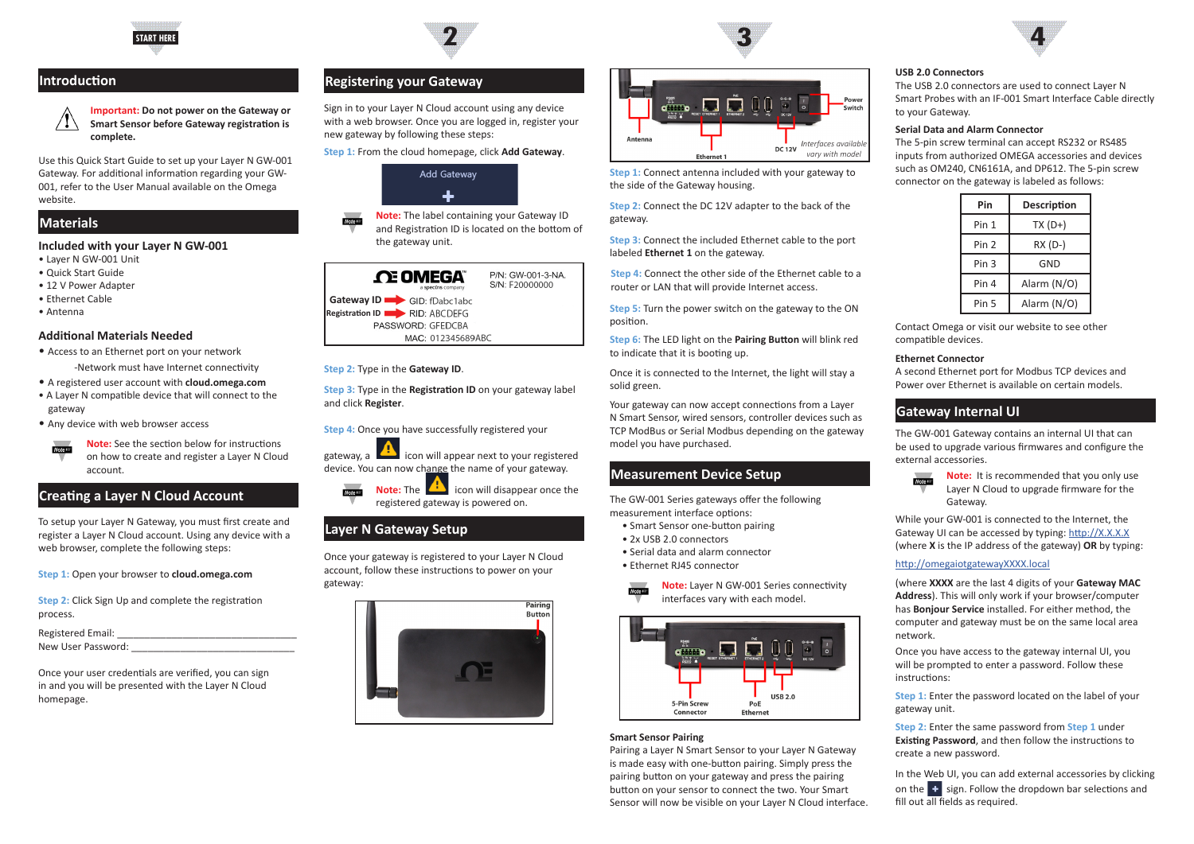START HERE

## Introduction

**Important: Do not power on the Gateway or Smart Sensor before Gateway registration is complete.**

Use this Quick Start Guide to set up your Layer N GW-001 Gateway. For additional information regarding your GW-001, refer to the User Manual available on the Omega website.

## Materials

### Included with your Layer N GW-001

- Layer N GW-001 Unit
- Quick Start Guide
- 12 V Power Adapter
- Ethernet Cable
- Antenna

### Additional Materials Needed

- Access to an Ethernet port on your network
  -Network must have Internet connectivity
- A registered user account with **cloud.omega.com**
- A Layer N compatible device that will connect to the gateway
- Any device with web browser access

**Note:** See the section below for instructions on how to create and register a Layer N Cloud account.

## Creating a Layer N Cloud Account

To setup your Layer N Gateway, you must first create and register a Layer N Cloud account. Using any device with a web browser, complete the following steps:

**Step 1:** Open your browser to **cloud.omega.com**

**Step 2:** Click Sign Up and complete the registration process.

Registered Email: ___________________________________
New User Password: _________________________________

Once your user credentials are verified, you can sign in and you will be presented with the Layer N Cloud homepage.

## Registering your Gateway

Sign in to your Layer N Cloud account using any device with a web browser. Once you are logged in, register your new gateway by following these steps:

**Step 1:** From the cloud homepage, click **Add Gateway**.

Add Gateway
+

**Note:** The label containing your Gateway ID and Registration ID is located on the bottom of the gateway unit.

OMEGA a spectris company
P/N: GW-001-3-NA.
S/N: F20000000
Gateway ID → GID: fDabc1abc
Registration ID → RID: ABCDEFG
PASSWORD: GFEDCBA
MAC: 012345689ABC

**Step 2:** Type in the **Gateway ID**.

**Step 3:** Type in the **Registration ID** on your gateway label and click **Register**.

**Step 4:** Once you have successfully registered your gateway, a ⚠ icon will appear next to your registered device. You can now change the name of your gateway.

**Note:** The ⚠ icon will disappear once the registered gateway is powered on.

## Layer N Gateway Setup

Once your gateway is registered to your Layer N Cloud account, follow these instructions to power on your gateway:

Pairing Button

Antenna
Ethernet 1
DC 12V
Power Switch
*Interfaces available vary with model*

**Step 1:** Connect antenna included with your gateway to the side of the Gateway housing.

**Step 2:** Connect the DC 12V adapter to the back of the gateway.

**Step 3:** Connect the included Ethernet cable to the port labeled **Ethernet 1** on the gateway.

**Step 4:** Connect the other side of the Ethernet cable to a router or LAN that will provide Internet access.

**Step 5:** Turn the power switch on the gateway to the ON position.

**Step 6:** The LED light on the **Pairing Button** will blink red to indicate that it is booting up.

Once it is connected to the Internet, the light will stay a solid green.

Your gateway can now accept connections from a Layer N Smart Sensor, wired sensors, controller devices such as TCP ModBus or Serial Modbus depending on the gateway model you have purchased.

## Measurement Device Setup

The GW-001 Series gateways offer the following measurement interface options:

- Smart Sensor one-button pairing
- 2x USB 2.0 connectors
- Serial data and alarm connector
- Ethernet RJ45 connector

**Note:** Layer N GW-001 Series connectivity interfaces vary with each model.

5-Pin Screw Connector
PoE Ethernet
USB 2.0

### Smart Sensor Pairing

Pairing a Layer N Smart Sensor to your Layer N Gateway is made easy with one-button pairing. Simply press the pairing button on your gateway and press the pairing button on your sensor to connect the two. Your Smart Sensor will now be visible on your Layer N Cloud interface.

### USB 2.0 Connectors

The USB 2.0 connectors are used to connect Layer N Smart Probes with an IF-001 Smart Interface Cable directly to your Gateway.

### Serial Data and Alarm Connector

The 5-pin screw terminal can accept RS232 or RS485 inputs from authorized OMEGA accessories and devices such as OM240, CN6161A, and DP612. The 5-pin screw connector on the gateway is labeled as follows:

| Pin | Description |
|---|---|
| Pin 1 | TX (D+) |
| Pin 2 | RX (D-) |
| Pin 3 | GND |
| Pin 4 | Alarm (N/O) |
| Pin 5 | Alarm (N/O) |

Contact Omega or visit our website to see other compatible devices.

### Ethernet Connector

A second Ethernet port for Modbus TCP devices and Power over Ethernet is available on certain models.

## Gateway Internal UI

The GW-001 Gateway contains an internal UI that can be used to upgrade various firmwares and configure the external accessories.

**Note:** It is recommended that you only use Layer N Cloud to upgrade firmware for the Gateway.

While your GW-001 is connected to the Internet, the Gateway UI can be accessed by typing: http://X.X.X.X (where **X** is the IP address of the gateway) **OR** by typing:

http://omegaiotgatewayXXXX.local

(where **XXXX** are the last 4 digits of your **Gateway MAC Address**). This will only work if your browser/computer has **Bonjour Service** installed. For either method, the computer and gateway must be on the same local area network.

Once you have access to the gateway internal UI, you will be prompted to enter a password. Follow these instructions:

**Step 1:** Enter the password located on the label of your gateway unit.

**Step 2:** Enter the same password from **Step 1** under **Existing Password**, and then follow the instructions to create a new password.

In the Web UI, you can add external accessories by clicking on the + sign. Follow the dropdown bar selections and fill out all fields as required.